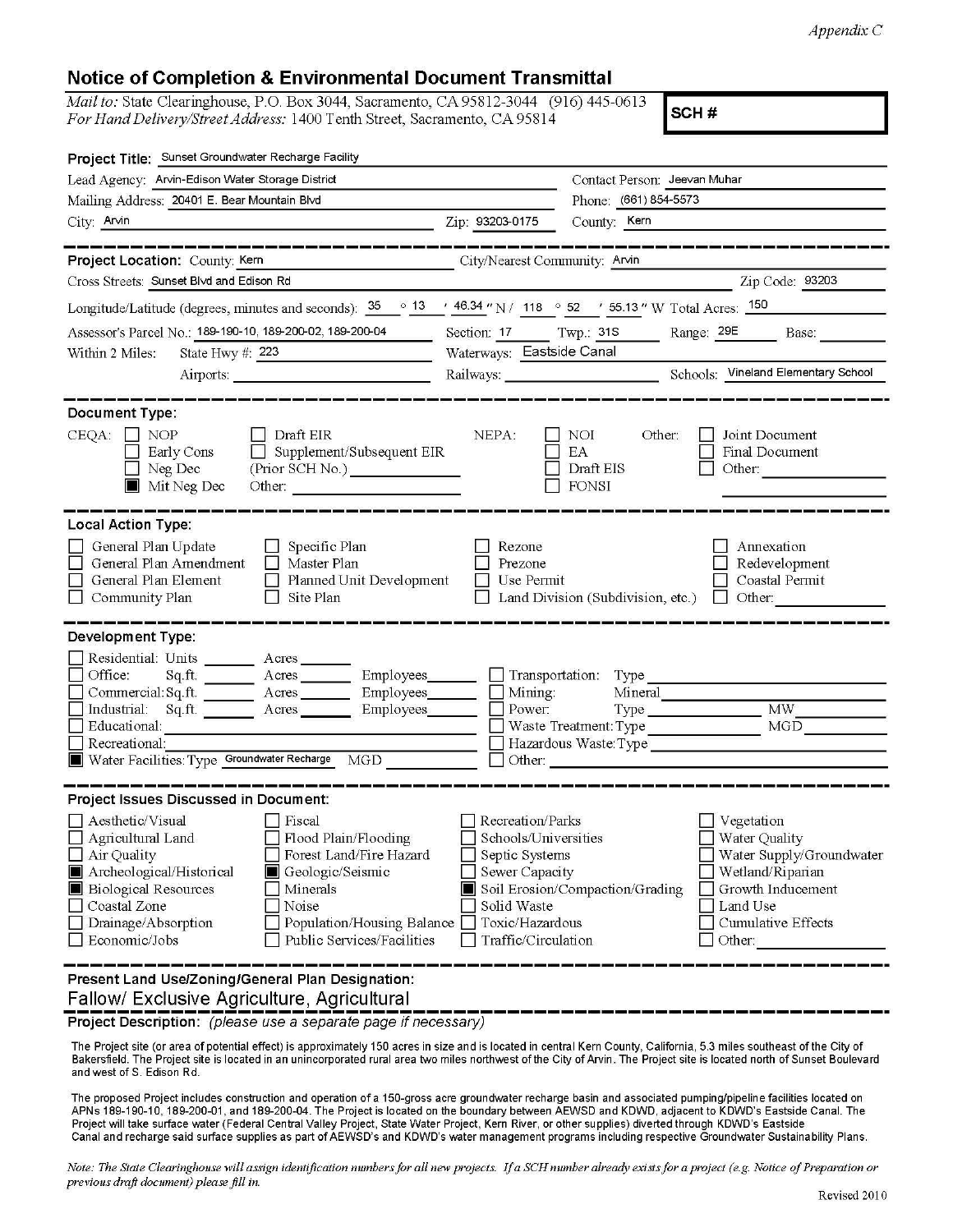*Appendix C*

# Notice of Completion & Environmental Document Transmittal

*Mail to:* State Clearinghouse, P.O. Box 3044, Sacramento, CA 95812-3044 (916) 445-0613
*For Hand Delivery/Street Address:* 1400 Tenth Street, Sacramento, CA 95814

**SCH #**

**Project Title:** Sunset Groundwater Recharge Facility

Lead Agency: Arvin-Edison Water Storage District
Contact Person: Jeevan Muhar

Mailing Address: 20401 E. Bear Mountain Blvd
Phone: (661) 854-5573

City: Arvin
Zip: 93203-0175
County: Kern

---

**Project Location:** County: Kern
City/Nearest Community: Arvin

Cross Streets: Sunset Blvd and Edison Rd
Zip Code: 93203

Longitude/Latitude (degrees, minutes and seconds): 35 ° 13 ′ 46.34 ″ N / 118 ° 52 ′ 55.13 ″ W
Total Acres: 150

Assessor's Parcel No.: 189-190-10, 189-200-02, 189-200-04
Section: 17
Twp.: 31S
Range: 29E
Base:

Within 2 Miles: State Hwy #: 223
Waterways: Eastside Canal

Airports:
Railways:
Schools: Vineland Elementary School

---

**Document Type:**

CEQA:
- [ ] NOP
- [ ] Early Cons
- [ ] Neg Dec
- [x] Mit Neg Dec
- [ ] Draft EIR
- [ ] Supplement/Subsequent EIR (Prior SCH No.)
- Other:

NEPA:
- [ ] NOI
- [ ] EA
- [ ] Draft EIS
- [ ] FONSI

Other:
- [ ] Joint Document
- [ ] Final Document
- [ ] Other:

---

**Local Action Type:**

- [ ] General Plan Update
- [ ] General Plan Amendment
- [ ] General Plan Element
- [ ] Community Plan
- [ ] Specific Plan
- [ ] Master Plan
- [ ] Planned Unit Development
- [ ] Site Plan
- [ ] Rezone
- [ ] Prezone
- [ ] Use Permit
- [ ] Land Division (Subdivision, etc.)
- [ ] Annexation
- [ ] Redevelopment
- [ ] Coastal Permit
- [ ] Other:

---

**Development Type:**

- [ ] Residential: Units ____ Acres ____
- [ ] Office: Sq.ft. ____ Acres ____ Employees ____
- [ ] Commercial: Sq.ft. ____ Acres ____ Employees ____
- [ ] Industrial: Sq.ft. ____ Acres ____ Employees ____
- [ ] Educational:
- [ ] Recreational:
- [x] Water Facilities: Type Groundwater Recharge MGD ____
- [ ] Transportation: Type
- [ ] Mining: Mineral
- [ ] Power: Type ____ MW ____
- [ ] Waste Treatment: Type ____ MGD ____
- [ ] Hazardous Waste: Type
- [ ] Other:

---

**Project Issues Discussed in Document:**

- [ ] Aesthetic/Visual
- [ ] Agricultural Land
- [ ] Air Quality
- [x] Archeological/Historical
- [x] Biological Resources
- [ ] Coastal Zone
- [ ] Drainage/Absorption
- [ ] Economic/Jobs
- [ ] Fiscal
- [ ] Flood Plain/Flooding
- [ ] Forest Land/Fire Hazard
- [x] Geologic/Seismic
- [ ] Minerals
- [ ] Noise
- [ ] Population/Housing Balance
- [ ] Public Services/Facilities
- [ ] Recreation/Parks
- [ ] Schools/Universities
- [ ] Septic Systems
- [ ] Sewer Capacity
- [x] Soil Erosion/Compaction/Grading
- [ ] Solid Waste
- [ ] Toxic/Hazardous
- [ ] Traffic/Circulation
- [ ] Vegetation
- [ ] Water Quality
- [ ] Water Supply/Groundwater
- [ ] Wetland/Riparian
- [ ] Growth Inducement
- [ ] Land Use
- [ ] Cumulative Effects
- [ ] Other:

---

**Present Land Use/Zoning/General Plan Designation:**

Fallow/ Exclusive Agriculture, Agricultural

**Project Description:** *(please use a separate page if necessary)*

The Project site (or area of potential effect) is approximately 150 acres in size and is located in central Kern County, California, 5.3 miles southeast of the City of Bakersfield. The Project site is located in an unincorporated rural area two miles northwest of the City of Arvin. The Project site is located north of Sunset Boulevard and west of S. Edison Rd.

The proposed Project includes construction and operation of a 150-gross acre groundwater recharge basin and associated pumping/pipeline facilities located on APNs 189-190-10, 189-200-01, and 189-200-04. The Project is located on the boundary between AEWSD and KDWD, adjacent to KDWD's Eastside Canal. The Project will take surface water (Federal Central Valley Project, State Water Project, Kern River, or other supplies) diverted through KDWD's Eastside Canal and recharge said surface supplies as part of AEWSD's and KDWD's water management programs including respective Groundwater Sustainability Plans.

*Note: The State Clearinghouse will assign identification numbers for all new projects. If a SCH number already exists for a project (e.g. Notice of Preparation or previous draft document) please fill in.*

Revised 2010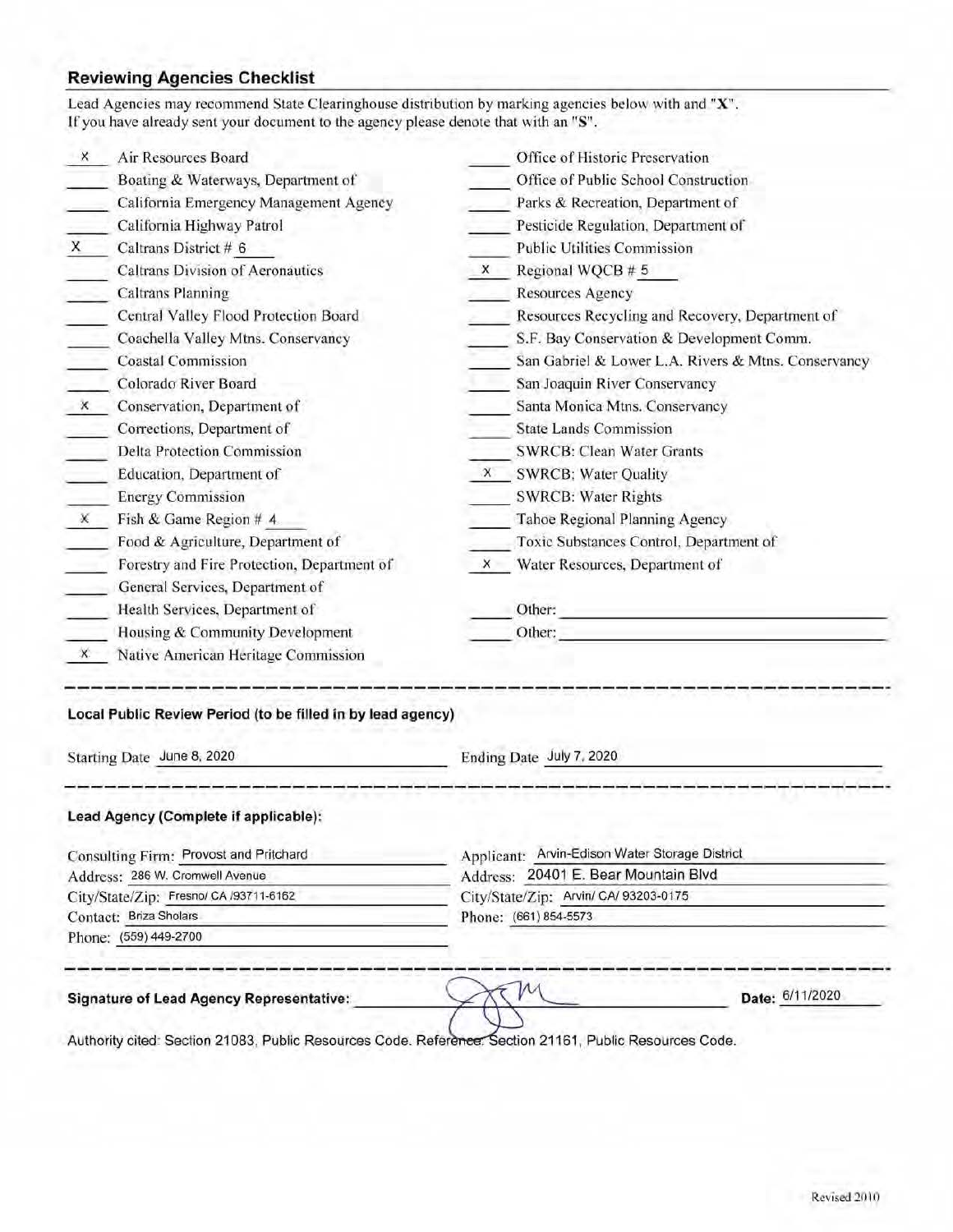## Reviewing Agencies Checklist

Lead Agencies may recommend State Clearinghouse distribution by marking agencies below with and "X".
If you have already sent your document to the agency please denote that with an "S".

| | | | |
|---|---|---|---|
| X | Air Resources Board | | Office of Historic Preservation |
| | Boating & Waterways, Department of | | Office of Public School Construction |
| | California Emergency Management Agency | | Parks & Recreation, Department of |
| | California Highway Patrol | | Pesticide Regulation, Department of |
| X | Caltrans District # 6 | | Public Utilities Commission |
| | Caltrans Division of Aeronautics | X | Regional WQCB # 5 |
| | Caltrans Planning | | Resources Agency |
| | Central Valley Flood Protection Board | | Resources Recycling and Recovery, Department of |
| | Coachella Valley Mtns. Conservancy | | S.F. Bay Conservation & Development Comm. |
| | Coastal Commission | | San Gabriel & Lower L.A. Rivers & Mtns. Conservancy |
| | Colorado River Board | | San Joaquin River Conservancy |
| X | Conservation, Department of | | Santa Monica Mtns. Conservancy |
| | Corrections, Department of | | State Lands Commission |
| | Delta Protection Commission | | SWRCB: Clean Water Grants |
| | Education, Department of | X | SWRCB: Water Quality |
| | Energy Commission | | SWRCB: Water Rights |
| X | Fish & Game Region # 4 | | Tahoe Regional Planning Agency |
| | Food & Agriculture, Department of | | Toxic Substances Control, Department of |
| | Forestry and Fire Protection, Department of | X | Water Resources, Department of |
| | General Services, Department of | | |
| | Health Services, Department of | | Other: |
| | Housing & Community Development | | Other: |
| X | Native American Heritage Commission | | |

---

### Local Public Review Period (to be filled in by lead agency)

Starting Date June 8, 2020 Ending Date July 7, 2020

---

### Lead Agency (Complete if applicable):

Consulting Firm: Provost and Pritchard
Address: 286 W. Cromwell Avenue
City/State/Zip: Fresno/ CA /93711-6162
Contact: Briza Sholars
Phone: (559) 449-2700

Applicant: Arvin-Edison Water Storage District
Address: 20401 E. Bear Mountain Blvd
City/State/Zip: Arvin/ CA/ 93203-0175
Phone: (661) 854-5573

---

**Signature of Lead Agency Representative:** [signature] **Date:** 6/11/2020

Authority cited: Section 21083, Public Resources Code. Reference: Section 21161, Public Resources Code.

Revised 2010